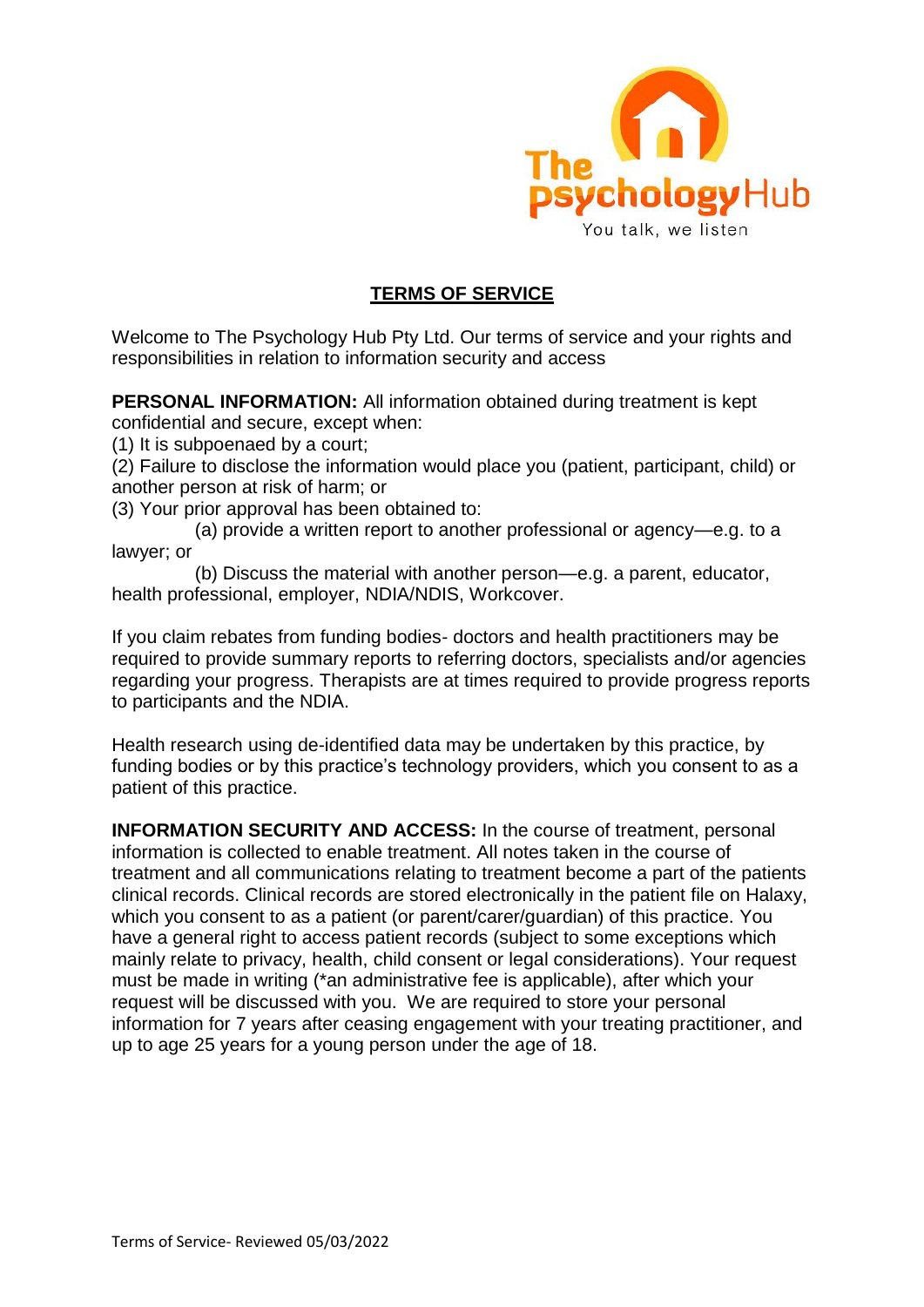# TERMS OF SERVICE

Welcome to The Psychology Hub Pty Ltd. Our terms of service and your rights and responsibilities in relation to information security and access

**PERSONAL INFORMATION:** All information obtained during treatment is kept confidential and secure, except when:

(1) It is subpoenaed by a court;

(2) Failure to disclose the information would place you (patient, participant, child) or another person at risk of harm; or

(3) Your prior approval has been obtained to:

(a) provide a written report to another professional or agency—e.g. to a lawyer; or

(b) Discuss the material with another person—e.g. a parent, educator, health professional, employer, NDIA/NDIS, Workcover.

If you claim rebates from funding bodies- doctors and health practitioners may be required to provide summary reports to referring doctors, specialists and/or agencies regarding your progress. Therapists are at times required to provide progress reports to participants and the NDIA.

Health research using de-identified data may be undertaken by this practice, by funding bodies or by this practice's technology providers, which you consent to as a patient of this practice.

**INFORMATION SECURITY AND ACCESS:** In the course of treatment, personal information is collected to enable treatment. All notes taken in the course of treatment and all communications relating to treatment become a part of the patients clinical records. Clinical records are stored electronically in the patient file on Halaxy, which you consent to as a patient (or parent/carer/guardian) of this practice. You have a general right to access patient records (subject to some exceptions which mainly relate to privacy, health, child consent or legal considerations). Your request must be made in writing (*an administrative fee is applicable), after which your request will be discussed with you. We are required to store your personal information for 7 years after ceasing engagement with your treating practitioner, and up to age 25 years for a young person under the age of 18.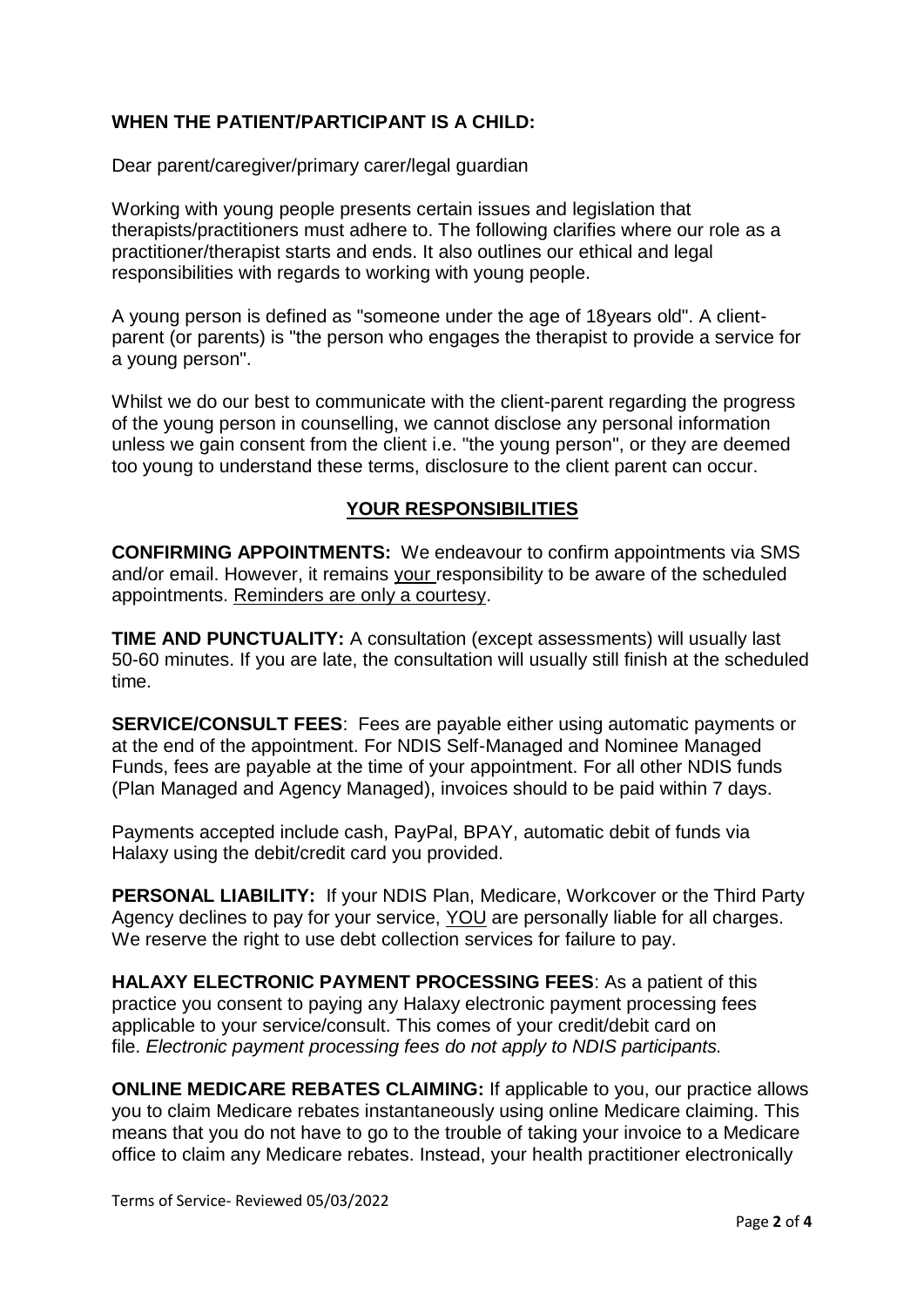**WHEN THE PATIENT/PARTICIPANT IS A CHILD:**

Dear parent/caregiver/primary carer/legal guardian

Working with young people presents certain issues and legislation that therapists/practitioners must adhere to. The following clarifies where our role as a practitioner/therapist starts and ends. It also outlines our ethical and legal responsibilities with regards to working with young people.

A young person is defined as "someone under the age of 18years old". A client-parent (or parents) is "the person who engages the therapist to provide a service for a young person".

Whilst we do our best to communicate with the client-parent regarding the progress of the young person in counselling, we cannot disclose any personal information unless we gain consent from the client i.e. "the young person", or they are deemed too young to understand these terms, disclosure to the client parent can occur.

## YOUR RESPONSIBILITIES

**CONFIRMING APPOINTMENTS:** We endeavour to confirm appointments via SMS and/or email. However, it remains your responsibility to be aware of the scheduled appointments. Reminders are only a courtesy.

**TIME AND PUNCTUALITY:** A consultation (except assessments) will usually last 50-60 minutes. If you are late, the consultation will usually still finish at the scheduled time.

**SERVICE/CONSULT FEES**: Fees are payable either using automatic payments or at the end of the appointment. For NDIS Self-Managed and Nominee Managed Funds, fees are payable at the time of your appointment. For all other NDIS funds (Plan Managed and Agency Managed), invoices should to be paid within 7 days.

Payments accepted include cash, PayPal, BPAY, automatic debit of funds via Halaxy using the debit/credit card you provided.

**PERSONAL LIABILITY:** If your NDIS Plan, Medicare, Workcover or the Third Party Agency declines to pay for your service, YOU are personally liable for all charges. We reserve the right to use debt collection services for failure to pay.

**HALAXY ELECTRONIC PAYMENT PROCESSING FEES**: As a patient of this practice you consent to paying any Halaxy electronic payment processing fees applicable to your service/consult. This comes of your credit/debit card on file. *Electronic payment processing fees do not apply to NDIS participants.*

**ONLINE MEDICARE REBATES CLAIMING:** If applicable to you, our practice allows you to claim Medicare rebates instantaneously using online Medicare claiming. This means that you do not have to go to the trouble of taking your invoice to a Medicare office to claim any Medicare rebates. Instead, your health practitioner electronically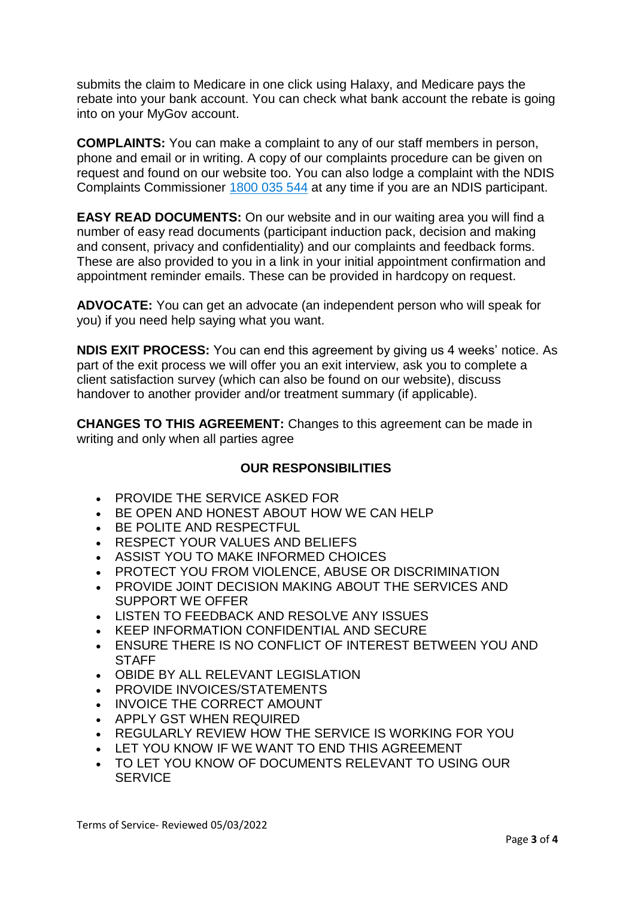submits the claim to Medicare in one click using Halaxy, and Medicare pays the rebate into your bank account. You can check what bank account the rebate is going into on your MyGov account.

**COMPLAINTS:** You can make a complaint to any of our staff members in person, phone and email or in writing. A copy of our complaints procedure can be given on request and found on our website too. You can also lodge a complaint with the NDIS Complaints Commissioner 1800 035 544 at any time if you are an NDIS participant.

**EASY READ DOCUMENTS:** On our website and in our waiting area you will find a number of easy read documents (participant induction pack, decision and making and consent, privacy and confidentiality) and our complaints and feedback forms. These are also provided to you in a link in your initial appointment confirmation and appointment reminder emails. These can be provided in hardcopy on request.

**ADVOCATE:** You can get an advocate (an independent person who will speak for you) if you need help saying what you want.

**NDIS EXIT PROCESS:** You can end this agreement by giving us 4 weeks' notice. As part of the exit process we will offer you an exit interview, ask you to complete a client satisfaction survey (which can also be found on our website), discuss handover to another provider and/or treatment summary (if applicable).

**CHANGES TO THIS AGREEMENT:** Changes to this agreement can be made in writing and only when all parties agree

## OUR RESPONSIBILITIES

- PROVIDE THE SERVICE ASKED FOR
- BE OPEN AND HONEST ABOUT HOW WE CAN HELP
- BE POLITE AND RESPECTFUL
- RESPECT YOUR VALUES AND BELIEFS
- ASSIST YOU TO MAKE INFORMED CHOICES
- PROTECT YOU FROM VIOLENCE, ABUSE OR DISCRIMINATION
- PROVIDE JOINT DECISION MAKING ABOUT THE SERVICES AND SUPPORT WE OFFER
- LISTEN TO FEEDBACK AND RESOLVE ANY ISSUES
- KEEP INFORMATION CONFIDENTIAL AND SECURE
- ENSURE THERE IS NO CONFLICT OF INTEREST BETWEEN YOU AND STAFF
- OBIDE BY ALL RELEVANT LEGISLATION
- PROVIDE INVOICES/STATEMENTS
- INVOICE THE CORRECT AMOUNT
- APPLY GST WHEN REQUIRED
- REGULARLY REVIEW HOW THE SERVICE IS WORKING FOR YOU
- LET YOU KNOW IF WE WANT TO END THIS AGREEMENT
- TO LET YOU KNOW OF DOCUMENTS RELEVANT TO USING OUR SERVICE

Terms of Service- Reviewed 05/03/2022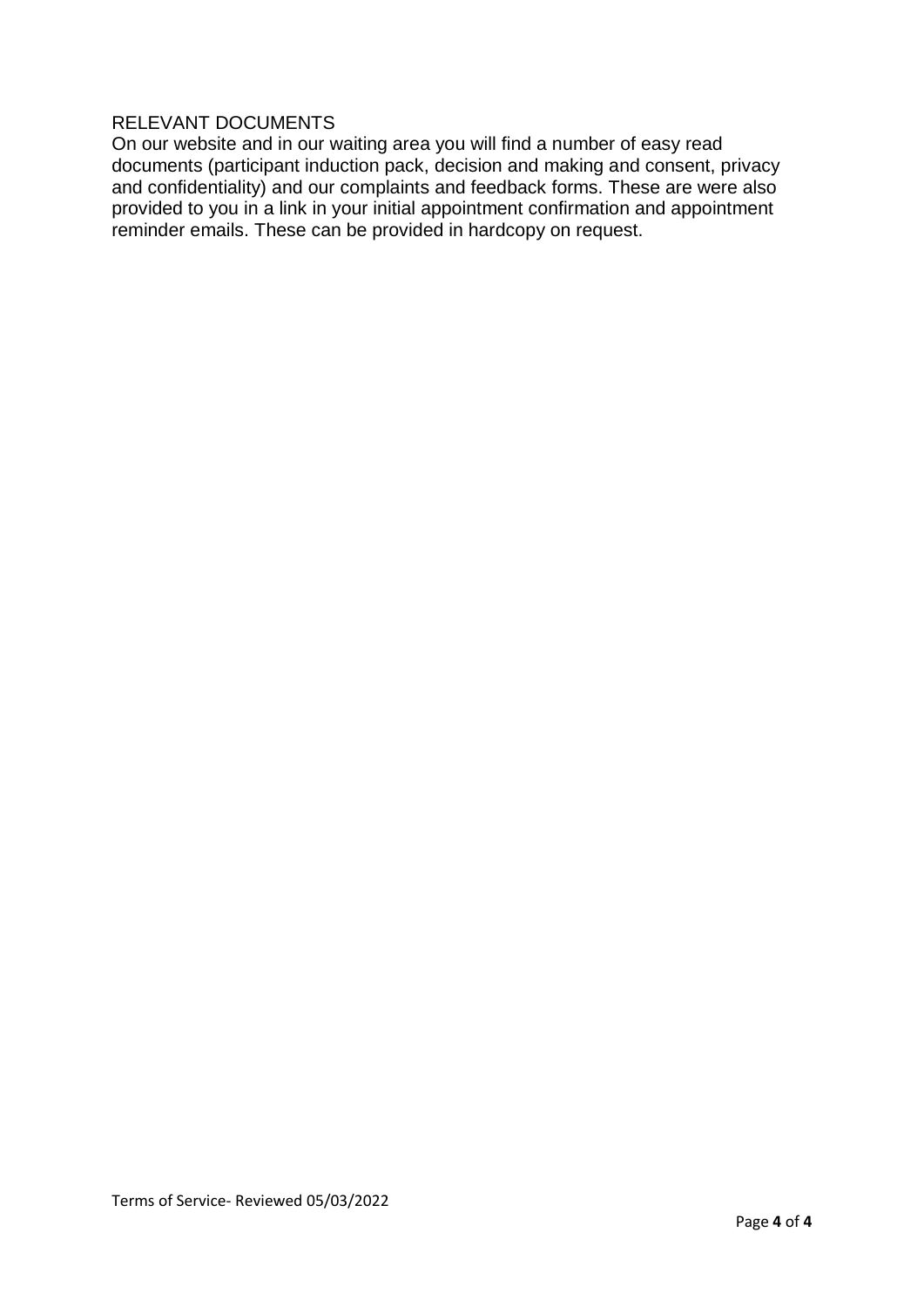## RELEVANT DOCUMENTS

On our website and in our waiting area you will find a number of easy read documents (participant induction pack, decision and making and consent, privacy and confidentiality) and our complaints and feedback forms. These are were also provided to you in a link in your initial appointment confirmation and appointment reminder emails. These can be provided in hardcopy on request.